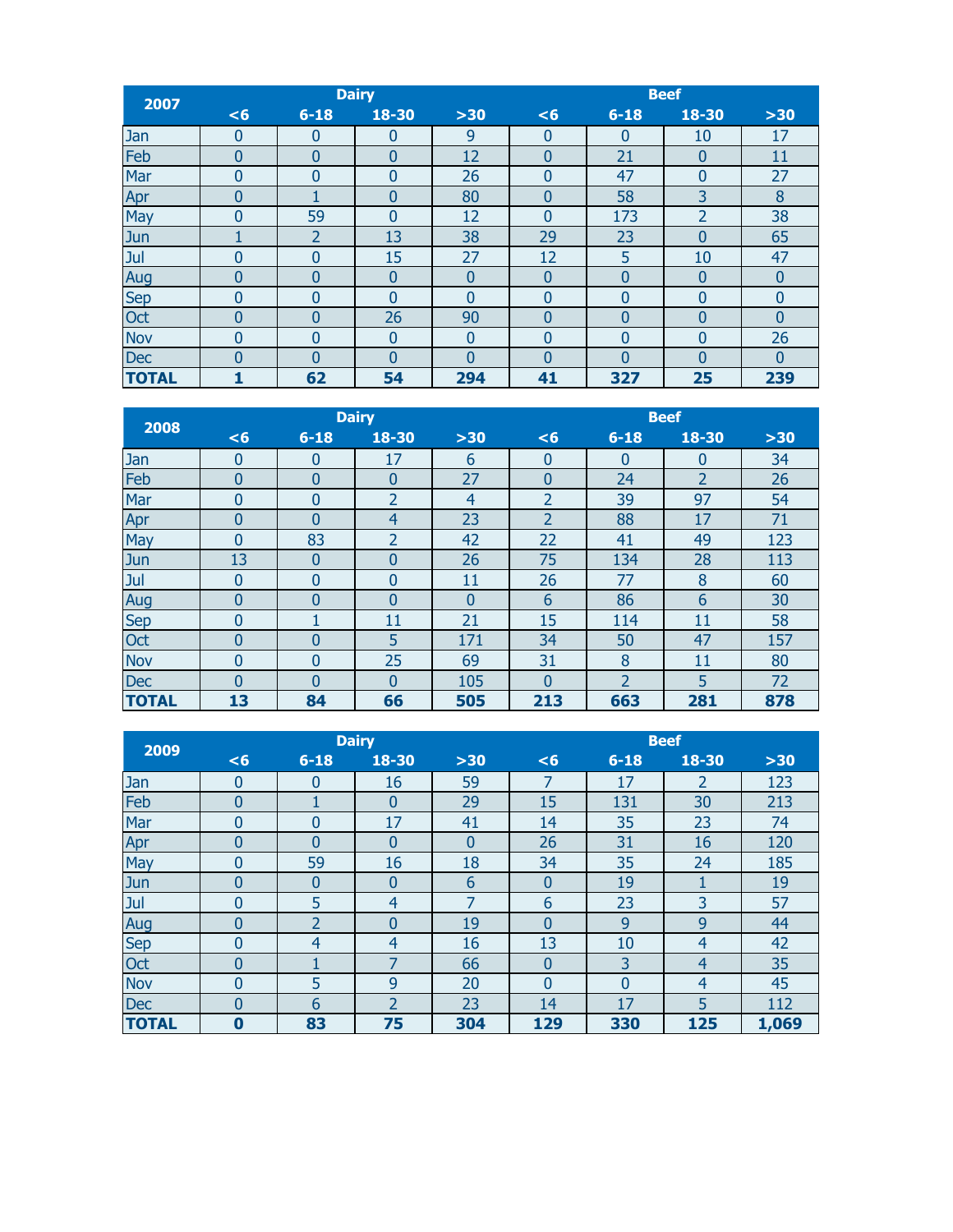| 2007 | Dairy | | | | Beef | | | |
|---|---|---|---|---|---|---|---|---|
| | <6 | 6-18 | 18-30 | >30 | <6 | 6-18 | 18-30 | >30 |
| Jan | 0 | 0 | 0 | 9 | 0 | 0 | 10 | 17 |
| Feb | 0 | 0 | 0 | 12 | 0 | 21 | 0 | 11 |
| Mar | 0 | 0 | 0 | 26 | 0 | 47 | 0 | 27 |
| Apr | 0 | 1 | 0 | 80 | 0 | 58 | 3 | 8 |
| May | 0 | 59 | 0 | 12 | 0 | 173 | 2 | 38 |
| Jun | 1 | 2 | 13 | 38 | 29 | 23 | 0 | 65 |
| Jul | 0 | 0 | 15 | 27 | 12 | 5 | 10 | 47 |
| Aug | 0 | 0 | 0 | 0 | 0 | 0 | 0 | 0 |
| Sep | 0 | 0 | 0 | 0 | 0 | 0 | 0 | 0 |
| Oct | 0 | 0 | 26 | 90 | 0 | 0 | 0 | 0 |
| Nov | 0 | 0 | 0 | 0 | 0 | 0 | 0 | 26 |
| Dec | 0 | 0 | 0 | 0 | 0 | 0 | 0 | 0 |
| **TOTAL** | **1** | **62** | **54** | **294** | **41** | **327** | **25** | **239** |

| 2008 | Dairy | | | | Beef | | | |
|---|---|---|---|---|---|---|---|---|
| | <6 | 6-18 | 18-30 | >30 | <6 | 6-18 | 18-30 | >30 |
| Jan | 0 | 0 | 17 | 6 | 0 | 0 | 0 | 34 |
| Feb | 0 | 0 | 0 | 27 | 0 | 24 | 2 | 26 |
| Mar | 0 | 0 | 2 | 4 | 2 | 39 | 97 | 54 |
| Apr | 0 | 0 | 4 | 23 | 2 | 88 | 17 | 71 |
| May | 0 | 83 | 2 | 42 | 22 | 41 | 49 | 123 |
| Jun | 13 | 0 | 0 | 26 | 75 | 134 | 28 | 113 |
| Jul | 0 | 0 | 0 | 11 | 26 | 77 | 8 | 60 |
| Aug | 0 | 0 | 0 | 0 | 6 | 86 | 6 | 30 |
| Sep | 0 | 1 | 11 | 21 | 15 | 114 | 11 | 58 |
| Oct | 0 | 0 | 5 | 171 | 34 | 50 | 47 | 157 |
| Nov | 0 | 0 | 25 | 69 | 31 | 8 | 11 | 80 |
| Dec | 0 | 0 | 0 | 105 | 0 | 2 | 5 | 72 |
| **TOTAL** | **13** | **84** | **66** | **505** | **213** | **663** | **281** | **878** |

| 2009 | Dairy | | | | Beef | | | |
|---|---|---|---|---|---|---|---|---|
| | <6 | 6-18 | 18-30 | >30 | <6 | 6-18 | 18-30 | >30 |
| Jan | 0 | 0 | 16 | 59 | 7 | 17 | 2 | 123 |
| Feb | 0 | 1 | 0 | 29 | 15 | 131 | 30 | 213 |
| Mar | 0 | 0 | 17 | 41 | 14 | 35 | 23 | 74 |
| Apr | 0 | 0 | 0 | 0 | 26 | 31 | 16 | 120 |
| May | 0 | 59 | 16 | 18 | 34 | 35 | 24 | 185 |
| Jun | 0 | 0 | 0 | 6 | 0 | 19 | 1 | 19 |
| Jul | 0 | 5 | 4 | 7 | 6 | 23 | 3 | 57 |
| Aug | 0 | 2 | 0 | 19 | 0 | 9 | 9 | 44 |
| Sep | 0 | 4 | 4 | 16 | 13 | 10 | 4 | 42 |
| Oct | 0 | 1 | 7 | 66 | 0 | 3 | 4 | 35 |
| Nov | 0 | 5 | 9 | 20 | 0 | 0 | 4 | 45 |
| Dec | 0 | 6 | 2 | 23 | 14 | 17 | 5 | 112 |
| **TOTAL** | **0** | **83** | **75** | **304** | **129** | **330** | **125** | **1,069** |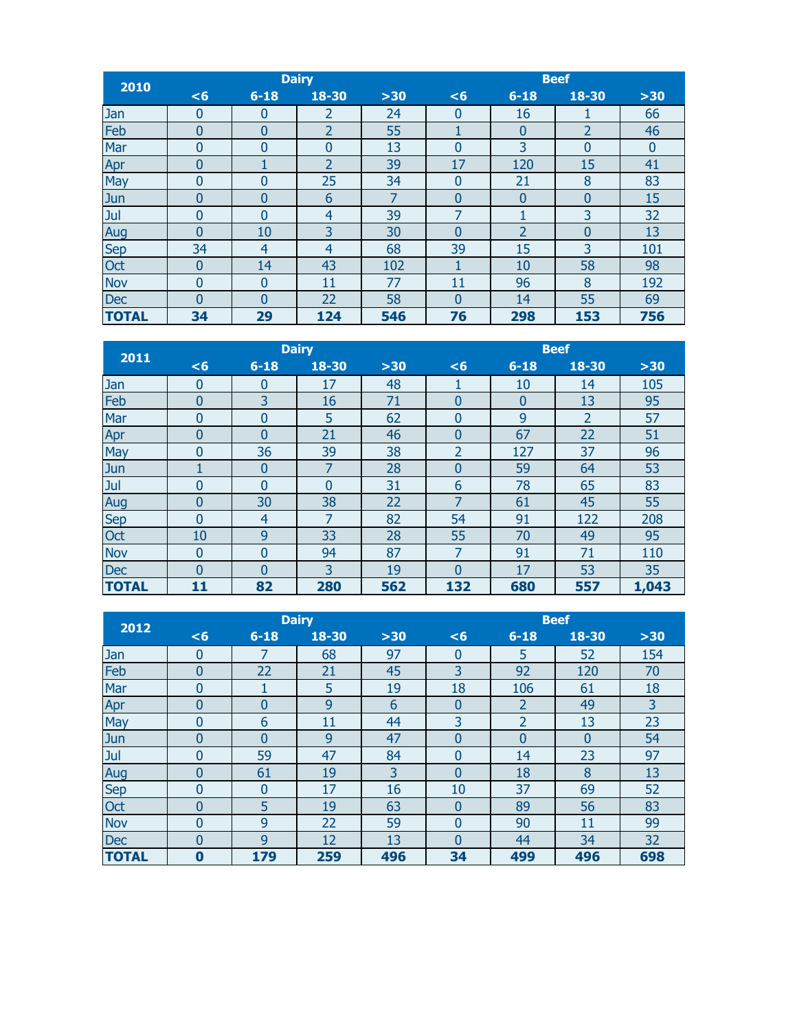| 2010 | Dairy | | | | Beef | | | |
|---|---|---|---|---|---|---|---|---|
| | <6 | 6-18 | 18-30 | >30 | <6 | 6-18 | 18-30 | >30 |
| Jan | 0 | 0 | 2 | 24 | 0 | 16 | 1 | 66 |
| Feb | 0 | 0 | 2 | 55 | 1 | 0 | 2 | 46 |
| Mar | 0 | 0 | 0 | 13 | 0 | 3 | 0 | 0 |
| Apr | 0 | 1 | 2 | 39 | 17 | 120 | 15 | 41 |
| May | 0 | 0 | 25 | 34 | 0 | 21 | 8 | 83 |
| Jun | 0 | 0 | 6 | 7 | 0 | 0 | 0 | 15 |
| Jul | 0 | 0 | 4 | 39 | 7 | 1 | 3 | 32 |
| Aug | 0 | 10 | 3 | 30 | 0 | 2 | 0 | 13 |
| Sep | 34 | 4 | 4 | 68 | 39 | 15 | 3 | 101 |
| Oct | 0 | 14 | 43 | 102 | 1 | 10 | 58 | 98 |
| Nov | 0 | 0 | 11 | 77 | 11 | 96 | 8 | 192 |
| Dec | 0 | 0 | 22 | 58 | 0 | 14 | 55 | 69 |
| **TOTAL** | **34** | **29** | **124** | **546** | **76** | **298** | **153** | **756** |

| 2011 | Dairy | | | | Beef | | | |
|---|---|---|---|---|---|---|---|---|
| | <6 | 6-18 | 18-30 | >30 | <6 | 6-18 | 18-30 | >30 |
| Jan | 0 | 0 | 17 | 48 | 1 | 10 | 14 | 105 |
| Feb | 0 | 3 | 16 | 71 | 0 | 0 | 13 | 95 |
| Mar | 0 | 0 | 5 | 62 | 0 | 9 | 2 | 57 |
| Apr | 0 | 0 | 21 | 46 | 0 | 67 | 22 | 51 |
| May | 0 | 36 | 39 | 38 | 2 | 127 | 37 | 96 |
| Jun | 1 | 0 | 7 | 28 | 0 | 59 | 64 | 53 |
| Jul | 0 | 0 | 0 | 31 | 6 | 78 | 65 | 83 |
| Aug | 0 | 30 | 38 | 22 | 7 | 61 | 45 | 55 |
| Sep | 0 | 4 | 7 | 82 | 54 | 91 | 122 | 208 |
| Oct | 10 | 9 | 33 | 28 | 55 | 70 | 49 | 95 |
| Nov | 0 | 0 | 94 | 87 | 7 | 91 | 71 | 110 |
| Dec | 0 | 0 | 3 | 19 | 0 | 17 | 53 | 35 |
| **TOTAL** | **11** | **82** | **280** | **562** | **132** | **680** | **557** | **1,043** |

| 2012 | Dairy | | | | Beef | | | |
|---|---|---|---|---|---|---|---|---|
| | <6 | 6-18 | 18-30 | >30 | <6 | 6-18 | 18-30 | >30 |
| Jan | 0 | 7 | 68 | 97 | 0 | 5 | 52 | 154 |
| Feb | 0 | 22 | 21 | 45 | 3 | 92 | 120 | 70 |
| Mar | 0 | 1 | 5 | 19 | 18 | 106 | 61 | 18 |
| Apr | 0 | 0 | 9 | 6 | 0 | 2 | 49 | 3 |
| May | 0 | 6 | 11 | 44 | 3 | 2 | 13 | 23 |
| Jun | 0 | 0 | 9 | 47 | 0 | 0 | 0 | 54 |
| Jul | 0 | 59 | 47 | 84 | 0 | 14 | 23 | 97 |
| Aug | 0 | 61 | 19 | 3 | 0 | 18 | 8 | 13 |
| Sep | 0 | 0 | 17 | 16 | 10 | 37 | 69 | 52 |
| Oct | 0 | 5 | 19 | 63 | 0 | 89 | 56 | 83 |
| Nov | 0 | 9 | 22 | 59 | 0 | 90 | 11 | 99 |
| Dec | 0 | 9 | 12 | 13 | 0 | 44 | 34 | 32 |
| **TOTAL** | **0** | **179** | **259** | **496** | **34** | **499** | **496** | **698** |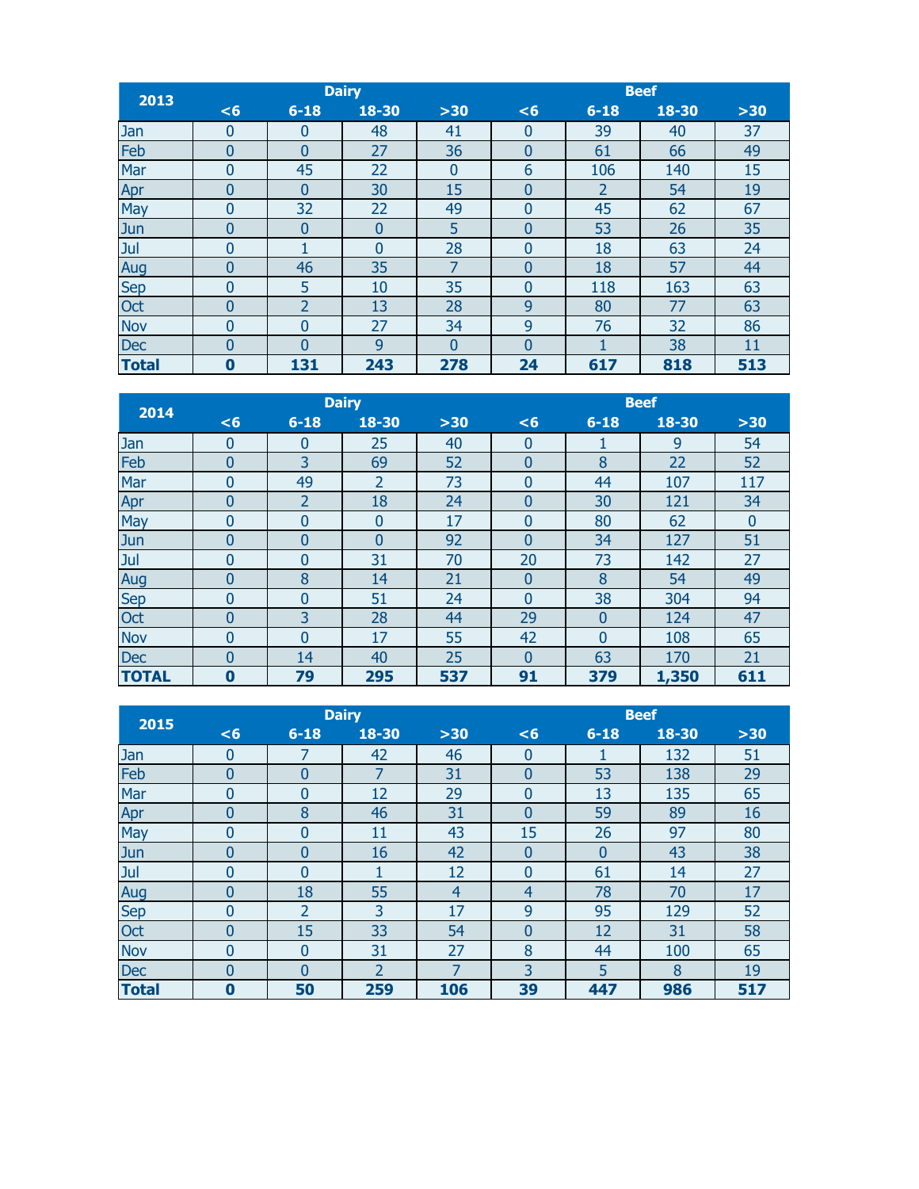| 2013 | Dairy | | | | Beef | | | |
|---|---|---|---|---|---|---|---|---|
| | <6 | 6-18 | 18-30 | >30 | <6 | 6-18 | 18-30 | >30 |
| Jan | 0 | 0 | 48 | 41 | 0 | 39 | 40 | 37 |
| Feb | 0 | 0 | 27 | 36 | 0 | 61 | 66 | 49 |
| Mar | 0 | 45 | 22 | 0 | 6 | 106 | 140 | 15 |
| Apr | 0 | 0 | 30 | 15 | 0 | 2 | 54 | 19 |
| May | 0 | 32 | 22 | 49 | 0 | 45 | 62 | 67 |
| Jun | 0 | 0 | 0 | 5 | 0 | 53 | 26 | 35 |
| Jul | 0 | 1 | 0 | 28 | 0 | 18 | 63 | 24 |
| Aug | 0 | 46 | 35 | 7 | 0 | 18 | 57 | 44 |
| Sep | 0 | 5 | 10 | 35 | 0 | 118 | 163 | 63 |
| Oct | 0 | 2 | 13 | 28 | 9 | 80 | 77 | 63 |
| Nov | 0 | 0 | 27 | 34 | 9 | 76 | 32 | 86 |
| Dec | 0 | 0 | 9 | 0 | 0 | 1 | 38 | 11 |
| **Total** | **0** | **131** | **243** | **278** | **24** | **617** | **818** | **513** |

| 2014 | Dairy | | | | Beef | | | |
|---|---|---|---|---|---|---|---|---|
| | <6 | 6-18 | 18-30 | >30 | <6 | 6-18 | 18-30 | >30 |
| Jan | 0 | 0 | 25 | 40 | 0 | 1 | 9 | 54 |
| Feb | 0 | 3 | 69 | 52 | 0 | 8 | 22 | 52 |
| Mar | 0 | 49 | 2 | 73 | 0 | 44 | 107 | 117 |
| Apr | 0 | 2 | 18 | 24 | 0 | 30 | 121 | 34 |
| May | 0 | 0 | 0 | 17 | 0 | 80 | 62 | 0 |
| Jun | 0 | 0 | 0 | 92 | 0 | 34 | 127 | 51 |
| Jul | 0 | 0 | 31 | 70 | 20 | 73 | 142 | 27 |
| Aug | 0 | 8 | 14 | 21 | 0 | 8 | 54 | 49 |
| Sep | 0 | 0 | 51 | 24 | 0 | 38 | 304 | 94 |
| Oct | 0 | 3 | 28 | 44 | 29 | 0 | 124 | 47 |
| Nov | 0 | 0 | 17 | 55 | 42 | 0 | 108 | 65 |
| Dec | 0 | 14 | 40 | 25 | 0 | 63 | 170 | 21 |
| **TOTAL** | **0** | **79** | **295** | **537** | **91** | **379** | **1,350** | **611** |

| 2015 | Dairy | | | | Beef | | | |
|---|---|---|---|---|---|---|---|---|
| | <6 | 6-18 | 18-30 | >30 | <6 | 6-18 | 18-30 | >30 |
| Jan | 0 | 7 | 42 | 46 | 0 | 1 | 132 | 51 |
| Feb | 0 | 0 | 7 | 31 | 0 | 53 | 138 | 29 |
| Mar | 0 | 0 | 12 | 29 | 0 | 13 | 135 | 65 |
| Apr | 0 | 8 | 46 | 31 | 0 | 59 | 89 | 16 |
| May | 0 | 0 | 11 | 43 | 15 | 26 | 97 | 80 |
| Jun | 0 | 0 | 16 | 42 | 0 | 0 | 43 | 38 |
| Jul | 0 | 0 | 1 | 12 | 0 | 61 | 14 | 27 |
| Aug | 0 | 18 | 55 | 4 | 4 | 78 | 70 | 17 |
| Sep | 0 | 2 | 3 | 17 | 9 | 95 | 129 | 52 |
| Oct | 0 | 15 | 33 | 54 | 0 | 12 | 31 | 58 |
| Nov | 0 | 0 | 31 | 27 | 8 | 44 | 100 | 65 |
| Dec | 0 | 0 | 2 | 7 | 3 | 5 | 8 | 19 |
| **Total** | **0** | **50** | **259** | **106** | **39** | **447** | **986** | **517** |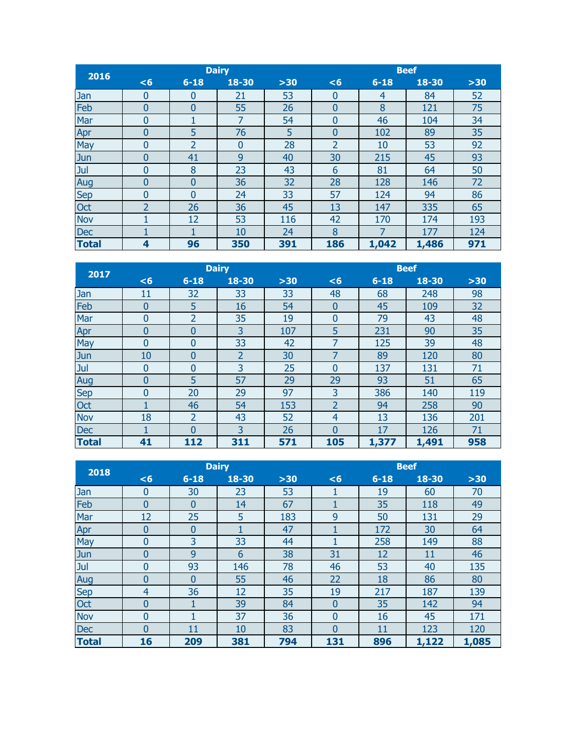| 2016 | Dairy | | | | Beef | | | |
|---|---|---|---|---|---|---|---|---|
| | <6 | 6-18 | 18-30 | >30 | <6 | 6-18 | 18-30 | >30 |
| Jan | 0 | 0 | 21 | 53 | 0 | 4 | 84 | 52 |
| Feb | 0 | 0 | 55 | 26 | 0 | 8 | 121 | 75 |
| Mar | 0 | 1 | 7 | 54 | 0 | 46 | 104 | 34 |
| Apr | 0 | 5 | 76 | 5 | 0 | 102 | 89 | 35 |
| May | 0 | 2 | 0 | 28 | 2 | 10 | 53 | 92 |
| Jun | 0 | 41 | 9 | 40 | 30 | 215 | 45 | 93 |
| Jul | 0 | 8 | 23 | 43 | 6 | 81 | 64 | 50 |
| Aug | 0 | 0 | 36 | 32 | 28 | 128 | 146 | 72 |
| Sep | 0 | 0 | 24 | 33 | 57 | 124 | 94 | 86 |
| Oct | 2 | 26 | 36 | 45 | 13 | 147 | 335 | 65 |
| Nov | 1 | 12 | 53 | 116 | 42 | 170 | 174 | 193 |
| Dec | 1 | 1 | 10 | 24 | 8 | 7 | 177 | 124 |
| **Total** | **4** | **96** | **350** | **391** | **186** | **1,042** | **1,486** | **971** |

| 2017 | Dairy | | | | Beef | | | |
|---|---|---|---|---|---|---|---|---|
| | <6 | 6-18 | 18-30 | >30 | <6 | 6-18 | 18-30 | >30 |
| Jan | 11 | 32 | 33 | 33 | 48 | 68 | 248 | 98 |
| Feb | 0 | 5 | 16 | 54 | 0 | 45 | 109 | 32 |
| Mar | 0 | 2 | 35 | 19 | 0 | 79 | 43 | 48 |
| Apr | 0 | 0 | 3 | 107 | 5 | 231 | 90 | 35 |
| May | 0 | 0 | 33 | 42 | 7 | 125 | 39 | 48 |
| Jun | 10 | 0 | 2 | 30 | 7 | 89 | 120 | 80 |
| Jul | 0 | 0 | 3 | 25 | 0 | 137 | 131 | 71 |
| Aug | 0 | 5 | 57 | 29 | 29 | 93 | 51 | 65 |
| Sep | 0 | 20 | 29 | 97 | 3 | 386 | 140 | 119 |
| Oct | 1 | 46 | 54 | 153 | 2 | 94 | 258 | 90 |
| Nov | 18 | 2 | 43 | 52 | 4 | 13 | 136 | 201 |
| Dec | 1 | 0 | 3 | 26 | 0 | 17 | 126 | 71 |
| **Total** | **41** | **112** | **311** | **571** | **105** | **1,377** | **1,491** | **958** |

| 2018 | Dairy | | | | Beef | | | |
|---|---|---|---|---|---|---|---|---|
| | <6 | 6-18 | 18-30 | >30 | <6 | 6-18 | 18-30 | >30 |
| Jan | 0 | 30 | 23 | 53 | 1 | 19 | 60 | 70 |
| Feb | 0 | 0 | 14 | 67 | 1 | 35 | 118 | 49 |
| Mar | 12 | 25 | 5 | 183 | 9 | 50 | 131 | 29 |
| Apr | 0 | 0 | 1 | 47 | 1 | 172 | 30 | 64 |
| May | 0 | 3 | 33 | 44 | 1 | 258 | 149 | 88 |
| Jun | 0 | 9 | 6 | 38 | 31 | 12 | 11 | 46 |
| Jul | 0 | 93 | 146 | 78 | 46 | 53 | 40 | 135 |
| Aug | 0 | 0 | 55 | 46 | 22 | 18 | 86 | 80 |
| Sep | 4 | 36 | 12 | 35 | 19 | 217 | 187 | 139 |
| Oct | 0 | 1 | 39 | 84 | 0 | 35 | 142 | 94 |
| Nov | 0 | 1 | 37 | 36 | 0 | 16 | 45 | 171 |
| Dec | 0 | 11 | 10 | 83 | 0 | 11 | 123 | 120 |
| **Total** | **16** | **209** | **381** | **794** | **131** | **896** | **1,122** | **1,085** |